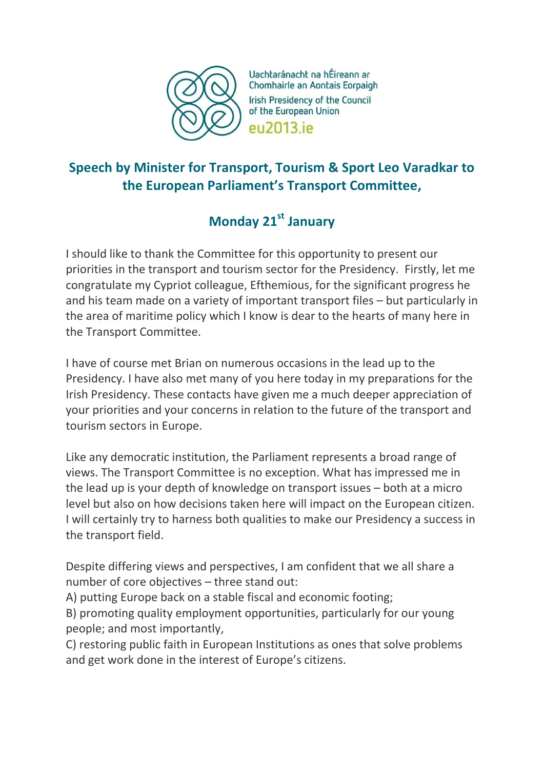Uachtaránacht na hÉireann ar Chomhairle an Aontais Eorpaigh

Irish Presidency of the Council of the European Union

eu2013.ie

## Speech by Minister for Transport, Tourism & Sport Leo Varadkar to the European Parliament's Transport Committee,

## Monday 21st January

I should like to thank the Committee for this opportunity to present our priorities in the transport and tourism sector for the Presidency. Firstly, let me congratulate my Cypriot colleague, Efthemious, for the significant progress he and his team made on a variety of important transport files – but particularly in the area of maritime policy which I know is dear to the hearts of many here in the Transport Committee.

I have of course met Brian on numerous occasions in the lead up to the Presidency. I have also met many of you here today in my preparations for the Irish Presidency. These contacts have given me a much deeper appreciation of your priorities and your concerns in relation to the future of the transport and tourism sectors in Europe.

Like any democratic institution, the Parliament represents a broad range of views. The Transport Committee is no exception. What has impressed me in the lead up is your depth of knowledge on transport issues – both at a micro level but also on how decisions taken here will impact on the European citizen. I will certainly try to harness both qualities to make our Presidency a success in the transport field.

Despite differing views and perspectives, I am confident that we all share a number of core objectives – three stand out:

A) putting Europe back on a stable fiscal and economic footing;

B) promoting quality employment opportunities, particularly for our young people; and most importantly,

C) restoring public faith in European Institutions as ones that solve problems and get work done in the interest of Europe's citizens.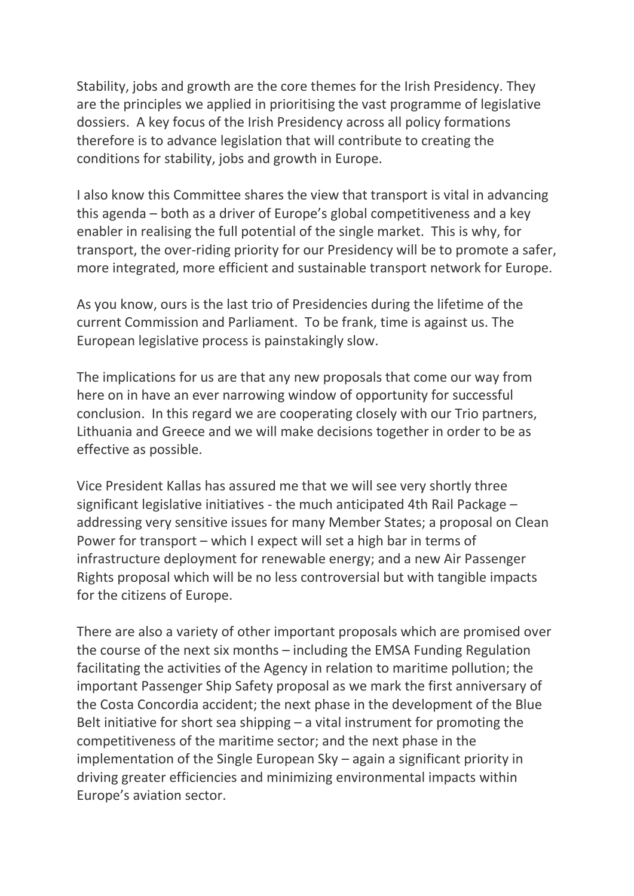Stability, jobs and growth are the core themes for the Irish Presidency. They are the principles we applied in prioritising the vast programme of legislative dossiers. A key focus of the Irish Presidency across all policy formations therefore is to advance legislation that will contribute to creating the conditions for stability, jobs and growth in Europe.

I also know this Committee shares the view that transport is vital in advancing this agenda – both as a driver of Europe's global competitiveness and a key enabler in realising the full potential of the single market. This is why, for transport, the over-riding priority for our Presidency will be to promote a safer, more integrated, more efficient and sustainable transport network for Europe.

As you know, ours is the last trio of Presidencies during the lifetime of the current Commission and Parliament. To be frank, time is against us. The European legislative process is painstakingly slow.

The implications for us are that any new proposals that come our way from here on in have an ever narrowing window of opportunity for successful conclusion. In this regard we are cooperating closely with our Trio partners, Lithuania and Greece and we will make decisions together in order to be as effective as possible.

Vice President Kallas has assured me that we will see very shortly three significant legislative initiatives - the much anticipated 4th Rail Package – addressing very sensitive issues for many Member States; a proposal on Clean Power for transport – which I expect will set a high bar in terms of infrastructure deployment for renewable energy; and a new Air Passenger Rights proposal which will be no less controversial but with tangible impacts for the citizens of Europe.

There are also a variety of other important proposals which are promised over the course of the next six months – including the EMSA Funding Regulation facilitating the activities of the Agency in relation to maritime pollution; the important Passenger Ship Safety proposal as we mark the first anniversary of the Costa Concordia accident; the next phase in the development of the Blue Belt initiative for short sea shipping – a vital instrument for promoting the competitiveness of the maritime sector; and the next phase in the implementation of the Single European Sky – again a significant priority in driving greater efficiencies and minimizing environmental impacts within Europe's aviation sector.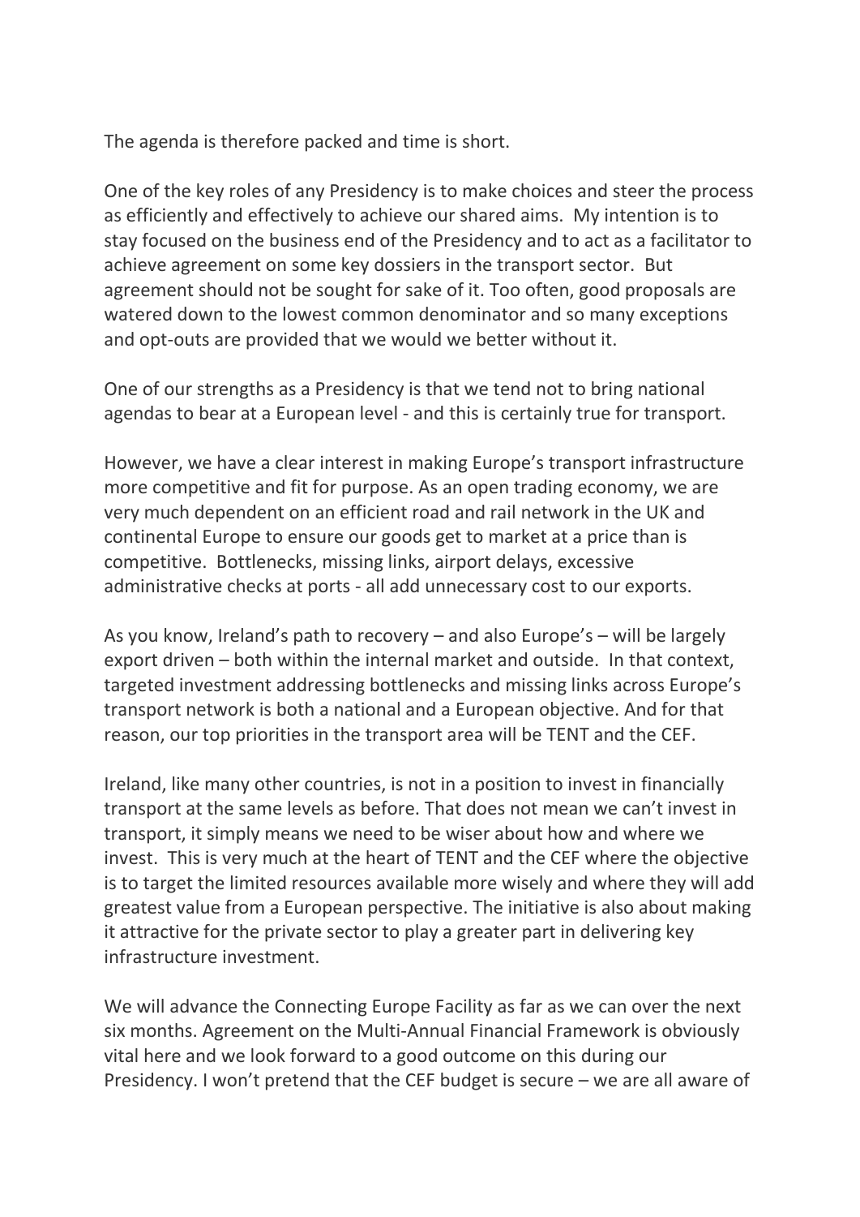The agenda is therefore packed and time is short.

One of the key roles of any Presidency is to make choices and steer the process as efficiently and effectively to achieve our shared aims. My intention is to stay focused on the business end of the Presidency and to act as a facilitator to achieve agreement on some key dossiers in the transport sector. But agreement should not be sought for sake of it. Too often, good proposals are watered down to the lowest common denominator and so many exceptions and opt-outs are provided that we would we better without it.

One of our strengths as a Presidency is that we tend not to bring national agendas to bear at a European level - and this is certainly true for transport.

However, we have a clear interest in making Europe's transport infrastructure more competitive and fit for purpose. As an open trading economy, we are very much dependent on an efficient road and rail network in the UK and continental Europe to ensure our goods get to market at a price than is competitive. Bottlenecks, missing links, airport delays, excessive administrative checks at ports - all add unnecessary cost to our exports.

As you know, Ireland's path to recovery – and also Europe's – will be largely export driven – both within the internal market and outside. In that context, targeted investment addressing bottlenecks and missing links across Europe's transport network is both a national and a European objective. And for that reason, our top priorities in the transport area will be TENT and the CEF.

Ireland, like many other countries, is not in a position to invest in financially transport at the same levels as before. That does not mean we can't invest in transport, it simply means we need to be wiser about how and where we invest. This is very much at the heart of TENT and the CEF where the objective is to target the limited resources available more wisely and where they will add greatest value from a European perspective. The initiative is also about making it attractive for the private sector to play a greater part in delivering key infrastructure investment.

We will advance the Connecting Europe Facility as far as we can over the next six months. Agreement on the Multi-Annual Financial Framework is obviously vital here and we look forward to a good outcome on this during our Presidency. I won't pretend that the CEF budget is secure – we are all aware of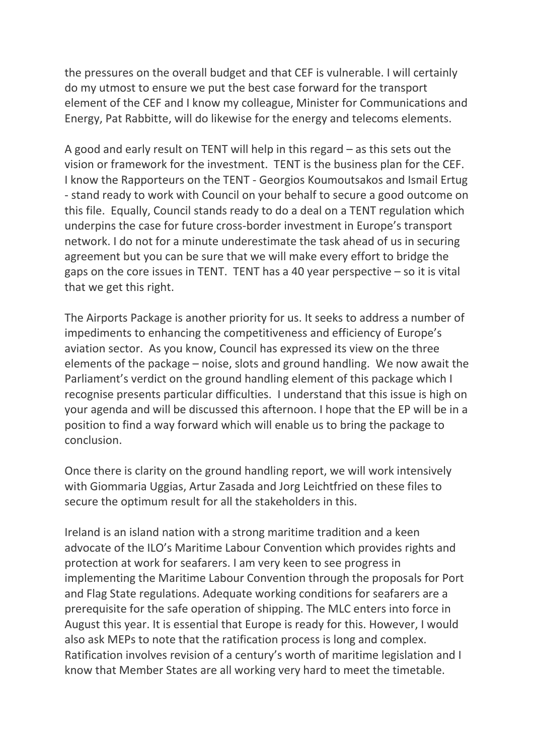the pressures on the overall budget and that CEF is vulnerable. I will certainly do my utmost to ensure we put the best case forward for the transport element of the CEF and I know my colleague, Minister for Communications and Energy, Pat Rabbitte, will do likewise for the energy and telecoms elements.

A good and early result on TENT will help in this regard – as this sets out the vision or framework for the investment. TENT is the business plan for the CEF. I know the Rapporteurs on the TENT - Georgios Koumoutsakos and Ismail Ertug - stand ready to work with Council on your behalf to secure a good outcome on this file. Equally, Council stands ready to do a deal on a TENT regulation which underpins the case for future cross-border investment in Europe's transport network. I do not for a minute underestimate the task ahead of us in securing agreement but you can be sure that we will make every effort to bridge the gaps on the core issues in TENT. TENT has a 40 year perspective – so it is vital that we get this right.

The Airports Package is another priority for us. It seeks to address a number of impediments to enhancing the competitiveness and efficiency of Europe's aviation sector. As you know, Council has expressed its view on the three elements of the package – noise, slots and ground handling. We now await the Parliament's verdict on the ground handling element of this package which I recognise presents particular difficulties. I understand that this issue is high on your agenda and will be discussed this afternoon. I hope that the EP will be in a position to find a way forward which will enable us to bring the package to conclusion.

Once there is clarity on the ground handling report, we will work intensively with Giommaria Uggias, Artur Zasada and Jorg Leichtfried on these files to secure the optimum result for all the stakeholders in this.

Ireland is an island nation with a strong maritime tradition and a keen advocate of the ILO's Maritime Labour Convention which provides rights and protection at work for seafarers. I am very keen to see progress in implementing the Maritime Labour Convention through the proposals for Port and Flag State regulations. Adequate working conditions for seafarers are a prerequisite for the safe operation of shipping. The MLC enters into force in August this year. It is essential that Europe is ready for this. However, I would also ask MEPs to note that the ratification process is long and complex. Ratification involves revision of a century's worth of maritime legislation and I know that Member States are all working very hard to meet the timetable.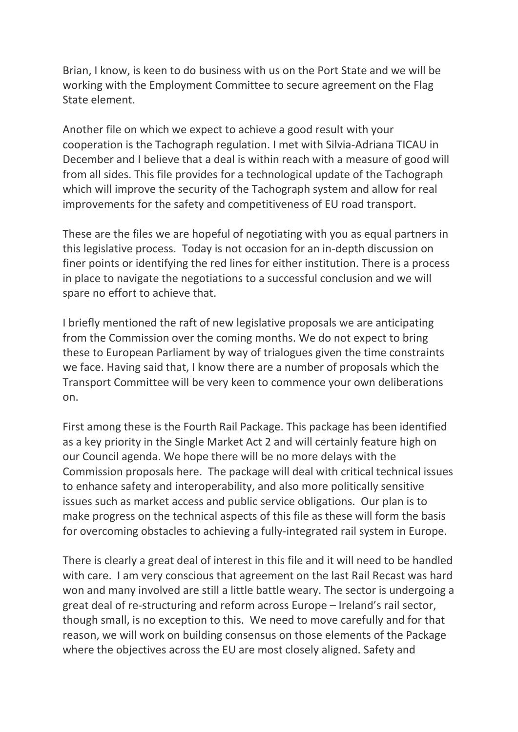Brian, I know, is keen to do business with us on the Port State and we will be working with the Employment Committee to secure agreement on the Flag State element.

Another file on which we expect to achieve a good result with your cooperation is the Tachograph regulation. I met with Silvia-Adriana TICAU in December and I believe that a deal is within reach with a measure of good will from all sides. This file provides for a technological update of the Tachograph which will improve the security of the Tachograph system and allow for real improvements for the safety and competitiveness of EU road transport.

These are the files we are hopeful of negotiating with you as equal partners in this legislative process. Today is not occasion for an in-depth discussion on finer points or identifying the red lines for either institution. There is a process in place to navigate the negotiations to a successful conclusion and we will spare no effort to achieve that.

I briefly mentioned the raft of new legislative proposals we are anticipating from the Commission over the coming months. We do not expect to bring these to European Parliament by way of trialogues given the time constraints we face. Having said that, I know there are a number of proposals which the Transport Committee will be very keen to commence your own deliberations on.

First among these is the Fourth Rail Package. This package has been identified as a key priority in the Single Market Act 2 and will certainly feature high on our Council agenda. We hope there will be no more delays with the Commission proposals here. The package will deal with critical technical issues to enhance safety and interoperability, and also more politically sensitive issues such as market access and public service obligations. Our plan is to make progress on the technical aspects of this file as these will form the basis for overcoming obstacles to achieving a fully-integrated rail system in Europe.

There is clearly a great deal of interest in this file and it will need to be handled with care. I am very conscious that agreement on the last Rail Recast was hard won and many involved are still a little battle weary. The sector is undergoing a great deal of re-structuring and reform across Europe – Ireland's rail sector, though small, is no exception to this. We need to move carefully and for that reason, we will work on building consensus on those elements of the Package where the objectives across the EU are most closely aligned. Safety and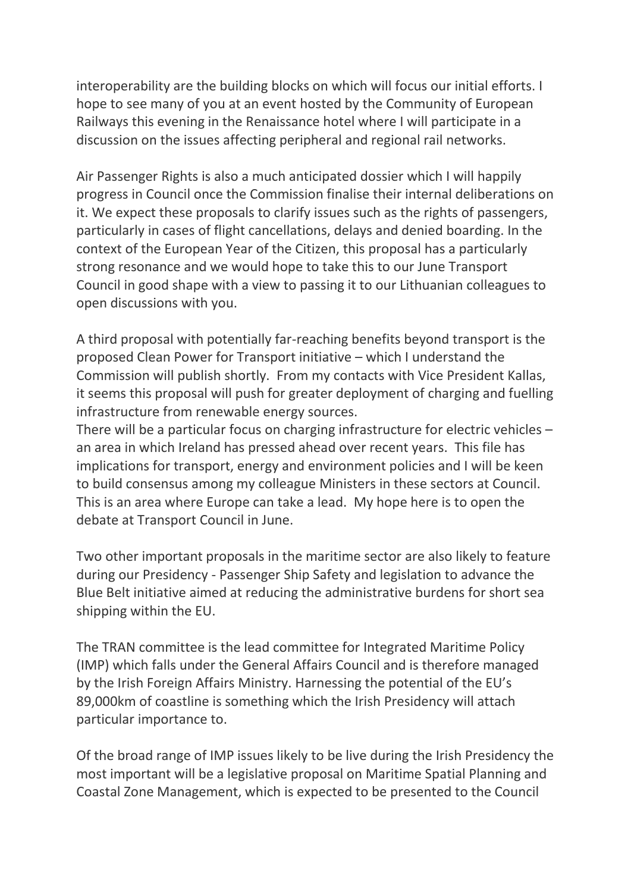interoperability are the building blocks on which will focus our initial efforts. I hope to see many of you at an event hosted by the Community of European Railways this evening in the Renaissance hotel where I will participate in a discussion on the issues affecting peripheral and regional rail networks.

Air Passenger Rights is also a much anticipated dossier which I will happily progress in Council once the Commission finalise their internal deliberations on it. We expect these proposals to clarify issues such as the rights of passengers, particularly in cases of flight cancellations, delays and denied boarding. In the context of the European Year of the Citizen, this proposal has a particularly strong resonance and we would hope to take this to our June Transport Council in good shape with a view to passing it to our Lithuanian colleagues to open discussions with you.

A third proposal with potentially far-reaching benefits beyond transport is the proposed Clean Power for Transport initiative – which I understand the Commission will publish shortly. From my contacts with Vice President Kallas, it seems this proposal will push for greater deployment of charging and fuelling infrastructure from renewable energy sources.
There will be a particular focus on charging infrastructure for electric vehicles – an area in which Ireland has pressed ahead over recent years. This file has implications for transport, energy and environment policies and I will be keen to build consensus among my colleague Ministers in these sectors at Council. This is an area where Europe can take a lead. My hope here is to open the debate at Transport Council in June.

Two other important proposals in the maritime sector are also likely to feature during our Presidency - Passenger Ship Safety and legislation to advance the Blue Belt initiative aimed at reducing the administrative burdens for short sea shipping within the EU.

The TRAN committee is the lead committee for Integrated Maritime Policy (IMP) which falls under the General Affairs Council and is therefore managed by the Irish Foreign Affairs Ministry. Harnessing the potential of the EU's 89,000km of coastline is something which the Irish Presidency will attach particular importance to.

Of the broad range of IMP issues likely to be live during the Irish Presidency the most important will be a legislative proposal on Maritime Spatial Planning and Coastal Zone Management, which is expected to be presented to the Council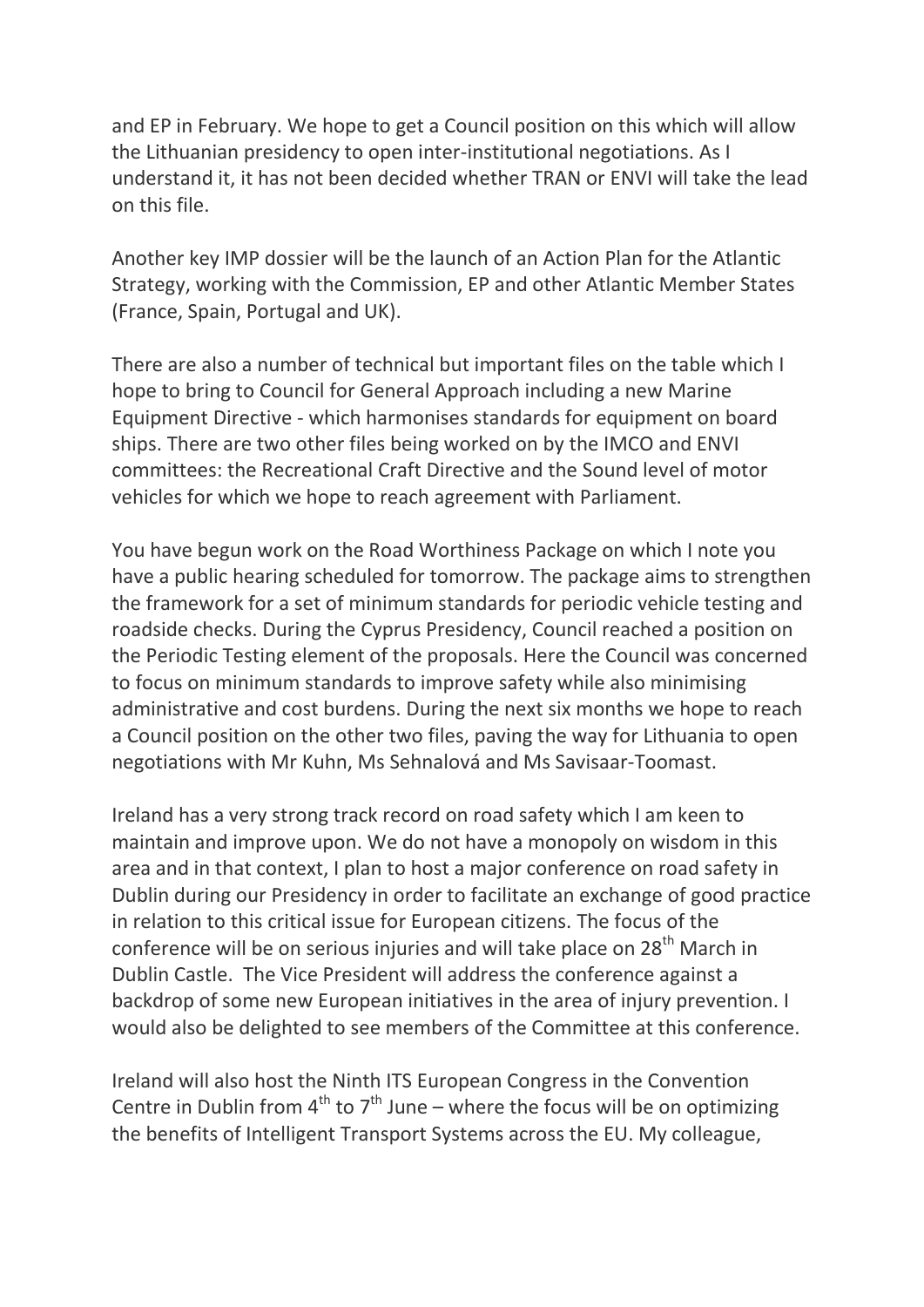and EP in February. We hope to get a Council position on this which will allow the Lithuanian presidency to open inter-institutional negotiations. As I understand it, it has not been decided whether TRAN or ENVI will take the lead on this file.

Another key IMP dossier will be the launch of an Action Plan for the Atlantic Strategy, working with the Commission, EP and other Atlantic Member States (France, Spain, Portugal and UK).

There are also a number of technical but important files on the table which I hope to bring to Council for General Approach including a new Marine Equipment Directive - which harmonises standards for equipment on board ships. There are two other files being worked on by the IMCO and ENVI committees: the Recreational Craft Directive and the Sound level of motor vehicles for which we hope to reach agreement with Parliament.

You have begun work on the Road Worthiness Package on which I note you have a public hearing scheduled for tomorrow. The package aims to strengthen the framework for a set of minimum standards for periodic vehicle testing and roadside checks. During the Cyprus Presidency, Council reached a position on the Periodic Testing element of the proposals. Here the Council was concerned to focus on minimum standards to improve safety while also minimising administrative and cost burdens. During the next six months we hope to reach a Council position on the other two files, paving the way for Lithuania to open negotiations with Mr Kuhn, Ms Sehnalová and Ms Savisaar-Toomast.

Ireland has a very strong track record on road safety which I am keen to maintain and improve upon. We do not have a monopoly on wisdom in this area and in that context, I plan to host a major conference on road safety in Dublin during our Presidency in order to facilitate an exchange of good practice in relation to this critical issue for European citizens. The focus of the conference will be on serious injuries and will take place on 28th March in Dublin Castle. The Vice President will address the conference against a backdrop of some new European initiatives in the area of injury prevention. I would also be delighted to see members of the Committee at this conference.

Ireland will also host the Ninth ITS European Congress in the Convention Centre in Dublin from 4th to 7th June – where the focus will be on optimizing the benefits of Intelligent Transport Systems across the EU. My colleague,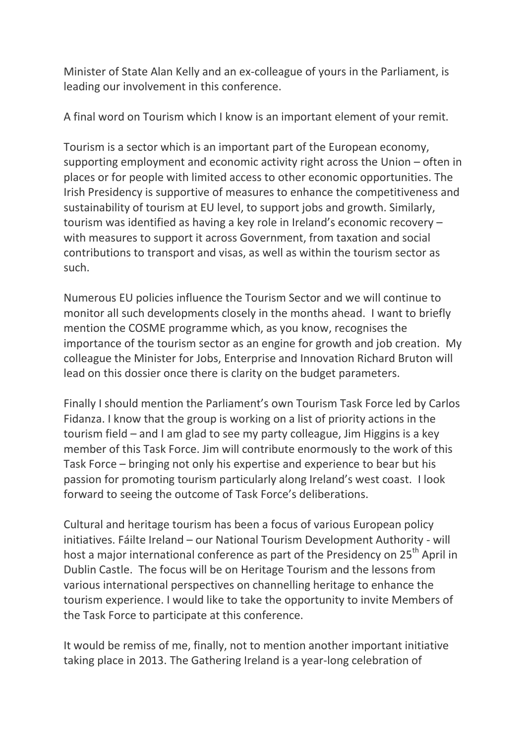Minister of State Alan Kelly and an ex-colleague of yours in the Parliament, is leading our involvement in this conference.

A final word on Tourism which I know is an important element of your remit.

Tourism is a sector which is an important part of the European economy, supporting employment and economic activity right across the Union – often in places or for people with limited access to other economic opportunities. The Irish Presidency is supportive of measures to enhance the competitiveness and sustainability of tourism at EU level, to support jobs and growth. Similarly, tourism was identified as having a key role in Ireland's economic recovery – with measures to support it across Government, from taxation and social contributions to transport and visas, as well as within the tourism sector as such.

Numerous EU policies influence the Tourism Sector and we will continue to monitor all such developments closely in the months ahead. I want to briefly mention the COSME programme which, as you know, recognises the importance of the tourism sector as an engine for growth and job creation. My colleague the Minister for Jobs, Enterprise and Innovation Richard Bruton will lead on this dossier once there is clarity on the budget parameters.

Finally I should mention the Parliament's own Tourism Task Force led by Carlos Fidanza. I know that the group is working on a list of priority actions in the tourism field – and I am glad to see my party colleague, Jim Higgins is a key member of this Task Force. Jim will contribute enormously to the work of this Task Force – bringing not only his expertise and experience to bear but his passion for promoting tourism particularly along Ireland's west coast. I look forward to seeing the outcome of Task Force's deliberations.

Cultural and heritage tourism has been a focus of various European policy initiatives. Fáilte Ireland – our National Tourism Development Authority - will host a major international conference as part of the Presidency on 25th April in Dublin Castle. The focus will be on Heritage Tourism and the lessons from various international perspectives on channelling heritage to enhance the tourism experience. I would like to take the opportunity to invite Members of the Task Force to participate at this conference.

It would be remiss of me, finally, not to mention another important initiative taking place in 2013. The Gathering Ireland is a year-long celebration of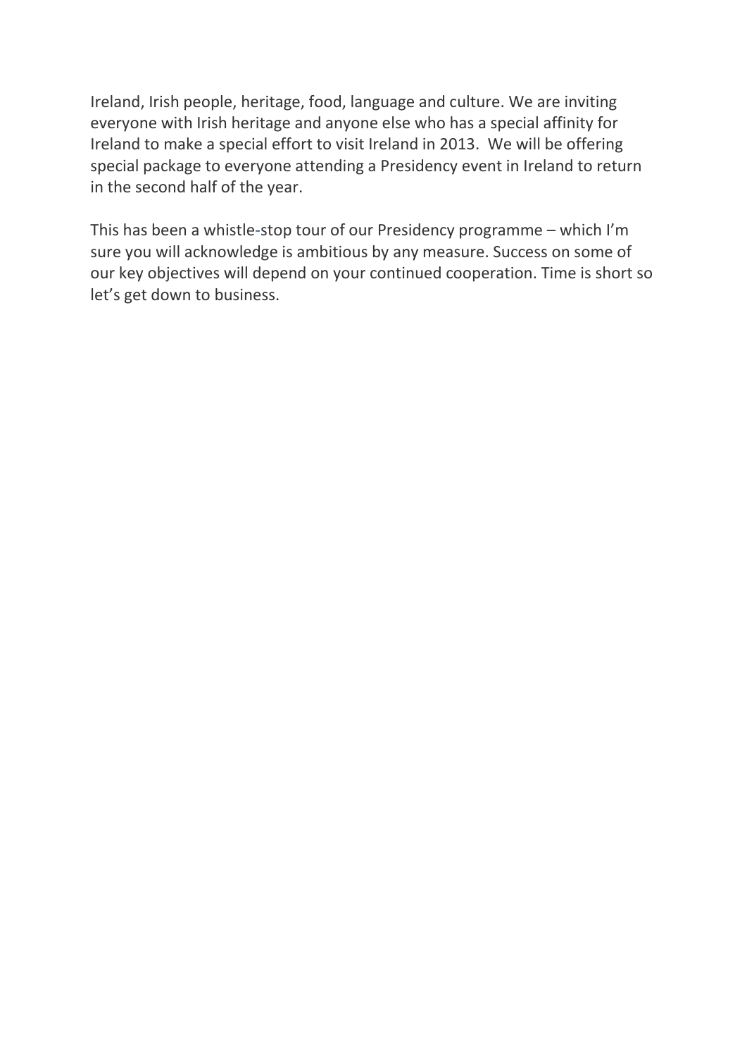Ireland, Irish people, heritage, food, language and culture. We are inviting everyone with Irish heritage and anyone else who has a special affinity for Ireland to make a special effort to visit Ireland in 2013. We will be offering special package to everyone attending a Presidency event in Ireland to return in the second half of the year.

This has been a whistle-stop tour of our Presidency programme – which I'm sure you will acknowledge is ambitious by any measure. Success on some of our key objectives will depend on your continued cooperation. Time is short so let's get down to business.